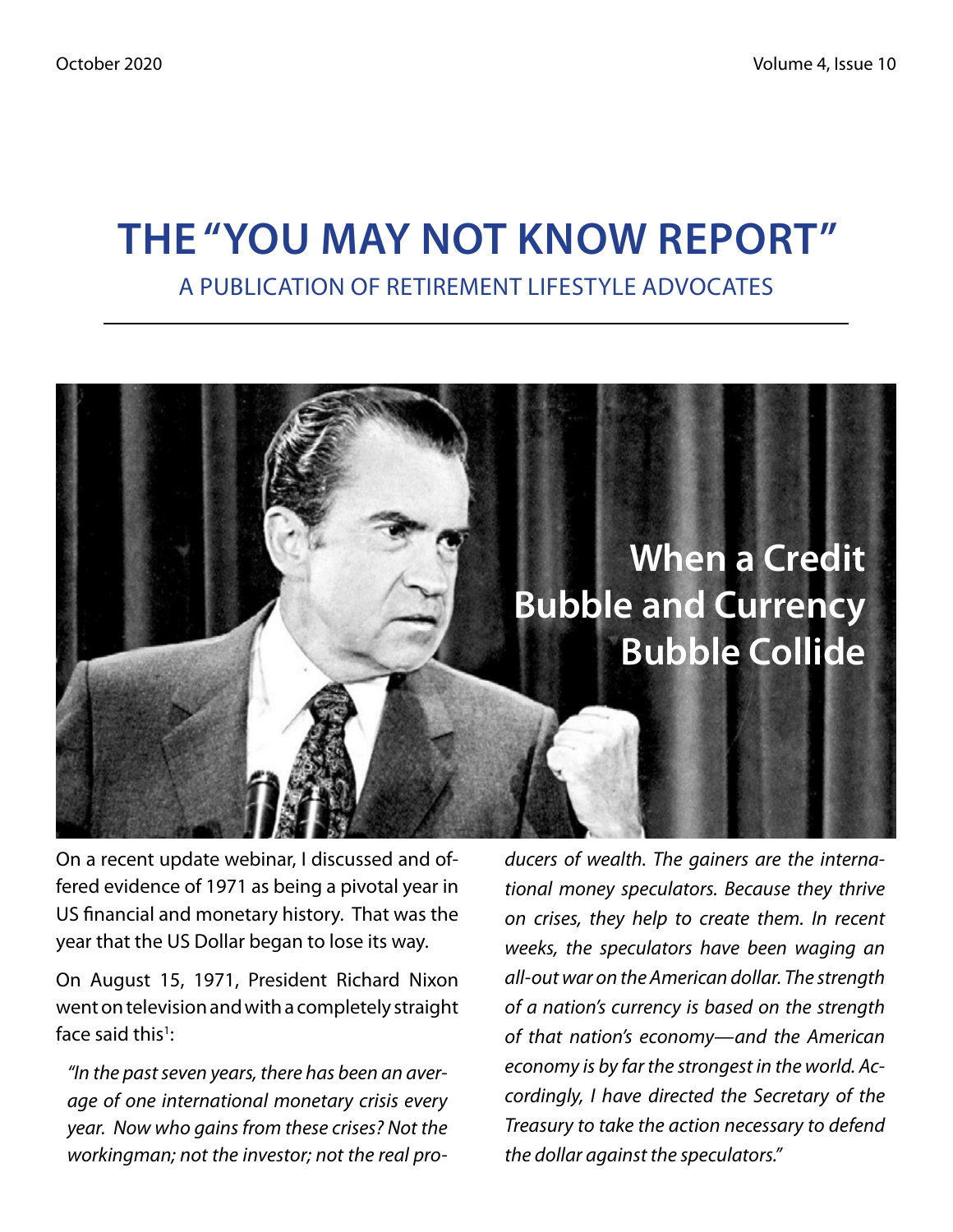# THE "YOU MAY NOT KNOW REPORT"

A PUBLICATION OF RETIREMENT LIFESTYLE ADVOCATES

## When a Credit Bubble and Currency Bubble Collide

On a recent update webinar, I discussed and offered evidence of 1971 as being a pivotal year in US financial and monetary history. That was the year that the US Dollar began to lose its way.

On August 15, 1971, President Richard Nixon went on television and with a completely straight face said this[1]:

> *"In the past seven years, there has been an average of one international monetary crisis every year. Now who gains from these crises? Not the workingman; not the investor; not the real producers of wealth. The gainers are the international money speculators. Because they thrive on crises, they help to create them. In recent weeks, the speculators have been waging an all-out war on the American dollar. The strength of a nation's currency is based on the strength of that nation's economy—and the American economy is by far the strongest in the world. Accordingly, I have directed the Secretary of the Treasury to take the action necessary to defend the dollar against the speculators."*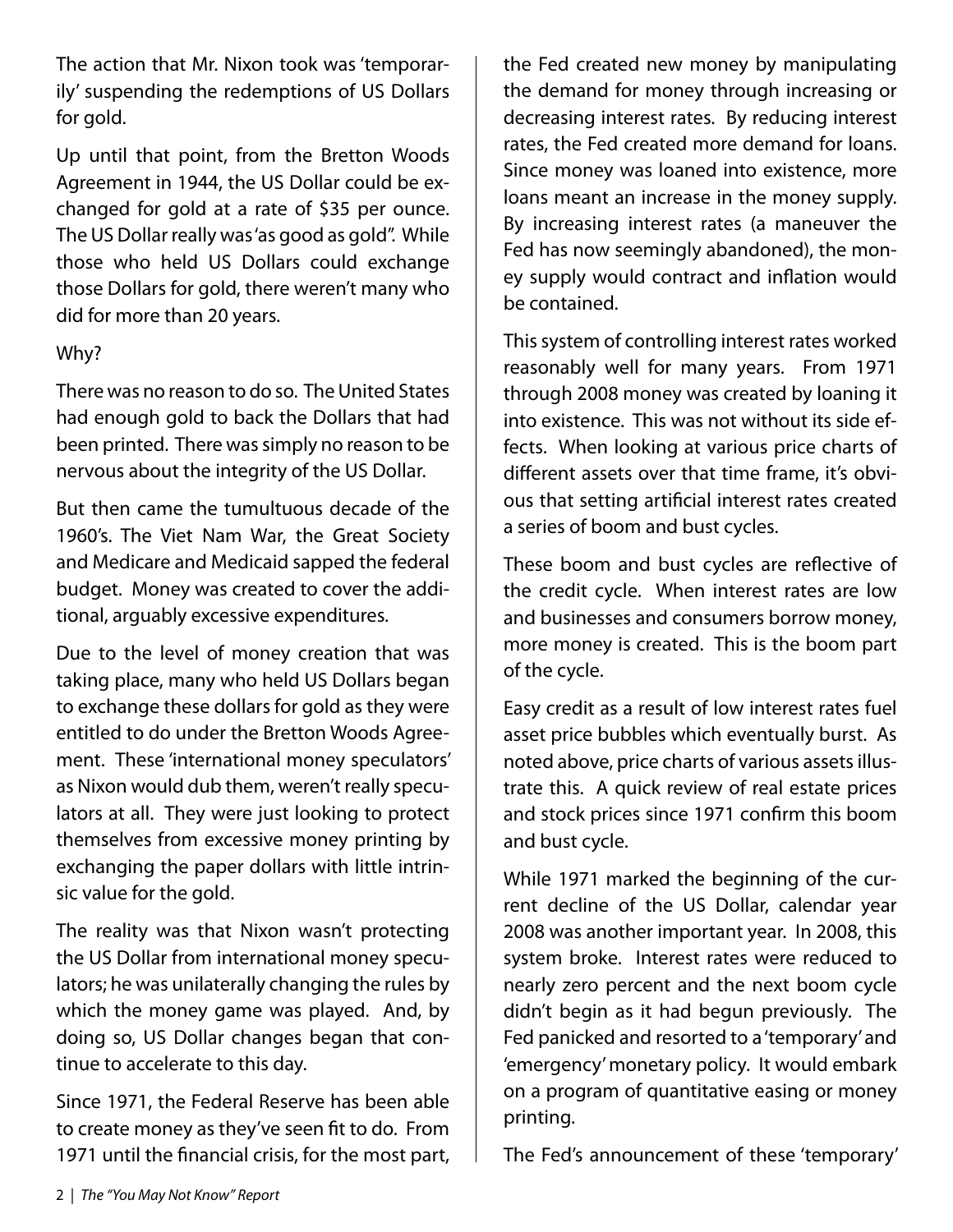The action that Mr. Nixon took was 'temporarily' suspending the redemptions of US Dollars for gold.

Up until that point, from the Bretton Woods Agreement in 1944, the US Dollar could be exchanged for gold at a rate of $35 per ounce. The US Dollar really was 'as good as gold". While those who held US Dollars could exchange those Dollars for gold, there weren't many who did for more than 20 years.

Why?

There was no reason to do so. The United States had enough gold to back the Dollars that had been printed. There was simply no reason to be nervous about the integrity of the US Dollar.

But then came the tumultuous decade of the 1960's. The Viet Nam War, the Great Society and Medicare and Medicaid sapped the federal budget. Money was created to cover the additional, arguably excessive expenditures.

Due to the level of money creation that was taking place, many who held US Dollars began to exchange these dollars for gold as they were entitled to do under the Bretton Woods Agreement. These 'international money speculators' as Nixon would dub them, weren't really speculators at all. They were just looking to protect themselves from excessive money printing by exchanging the paper dollars with little intrinsic value for the gold.

The reality was that Nixon wasn't protecting the US Dollar from international money speculators; he was unilaterally changing the rules by which the money game was played. And, by doing so, US Dollar changes began that continue to accelerate to this day.

Since 1971, the Federal Reserve has been able to create money as they've seen fit to do. From 1971 until the financial crisis, for the most part, the Fed created new money by manipulating the demand for money through increasing or decreasing interest rates. By reducing interest rates, the Fed created more demand for loans. Since money was loaned into existence, more loans meant an increase in the money supply. By increasing interest rates (a maneuver the Fed has now seemingly abandoned), the money supply would contract and inflation would be contained.

This system of controlling interest rates worked reasonably well for many years. From 1971 through 2008 money was created by loaning it into existence. This was not without its side effects. When looking at various price charts of different assets over that time frame, it's obvious that setting artificial interest rates created a series of boom and bust cycles.

These boom and bust cycles are reflective of the credit cycle. When interest rates are low and businesses and consumers borrow money, more money is created. This is the boom part of the cycle.

Easy credit as a result of low interest rates fuel asset price bubbles which eventually burst. As noted above, price charts of various assets illustrate this. A quick review of real estate prices and stock prices since 1971 confirm this boom and bust cycle.

While 1971 marked the beginning of the current decline of the US Dollar, calendar year 2008 was another important year. In 2008, this system broke. Interest rates were reduced to nearly zero percent and the next boom cycle didn't begin as it had begun previously. The Fed panicked and resorted to a 'temporary' and 'emergency' monetary policy. It would embark on a program of quantitative easing or money printing.

The Fed's announcement of these 'temporary'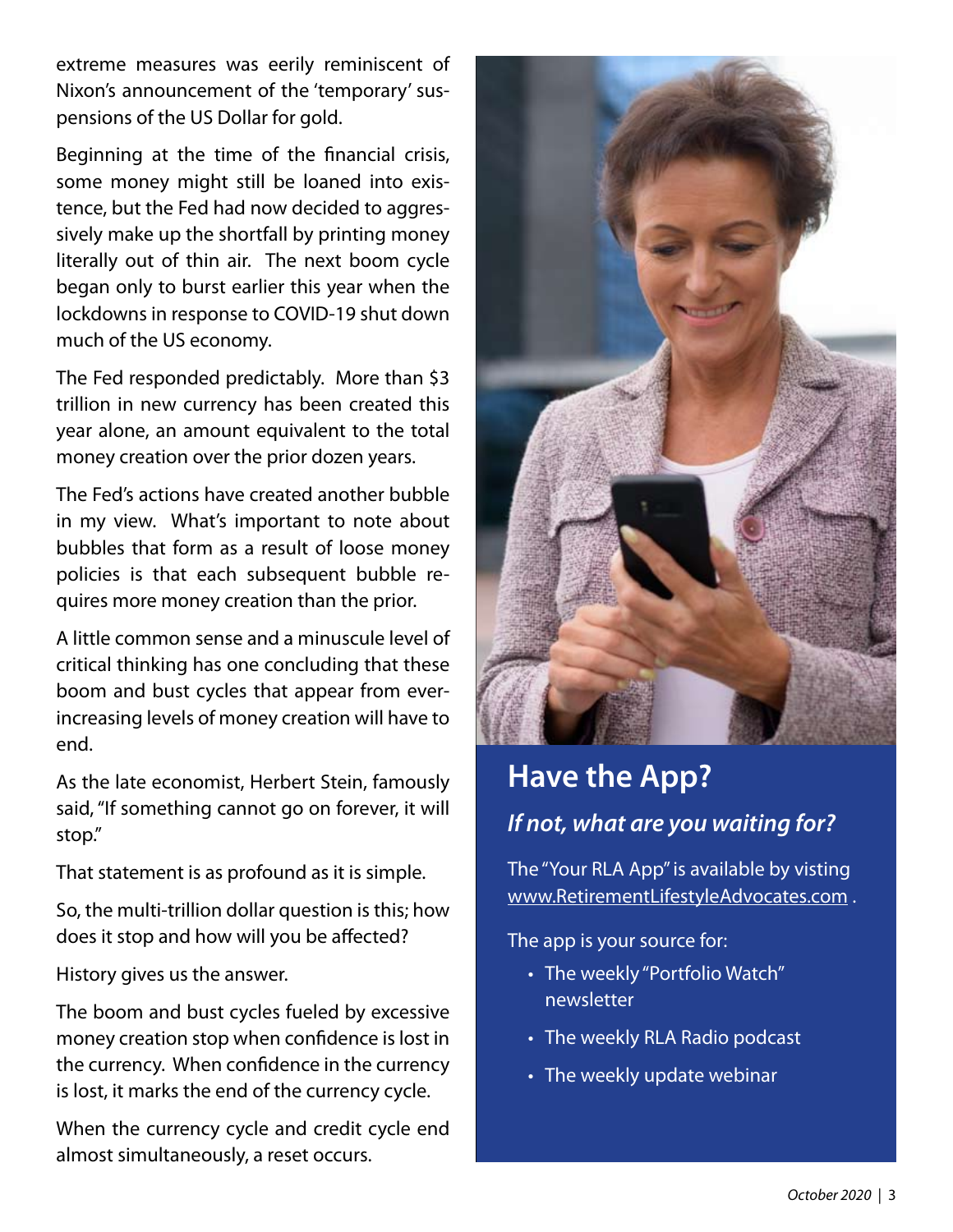extreme measures was eerily reminiscent of Nixon's announcement of the 'temporary' suspensions of the US Dollar for gold.

Beginning at the time of the financial crisis, some money might still be loaned into existence, but the Fed had now decided to aggressively make up the shortfall by printing money literally out of thin air. The next boom cycle began only to burst earlier this year when the lockdowns in response to COVID-19 shut down much of the US economy.

The Fed responded predictably. More than $3 trillion in new currency has been created this year alone, an amount equivalent to the total money creation over the prior dozen years.

The Fed's actions have created another bubble in my view. What's important to note about bubbles that form as a result of loose money policies is that each subsequent bubble requires more money creation than the prior.

A little common sense and a minuscule level of critical thinking has one concluding that these boom and bust cycles that appear from ever-increasing levels of money creation will have to end.

As the late economist, Herbert Stein, famously said, "If something cannot go on forever, it will stop."

That statement is as profound as it is simple.

So, the multi-trillion dollar question is this; how does it stop and how will you be affected?

History gives us the answer.

The boom and bust cycles fueled by excessive money creation stop when confidence is lost in the currency. When confidence in the currency is lost, it marks the end of the currency cycle.

When the currency cycle and credit cycle end almost simultaneously, a reset occurs.

## Have the App?

***If not, what are you waiting for?***

The "Your RLA App" is available by visting www.RetirementLifestyleAdvocates.com .

The app is your source for:

- The weekly "Portfolio Watch" newsletter
- The weekly RLA Radio podcast
- The weekly update webinar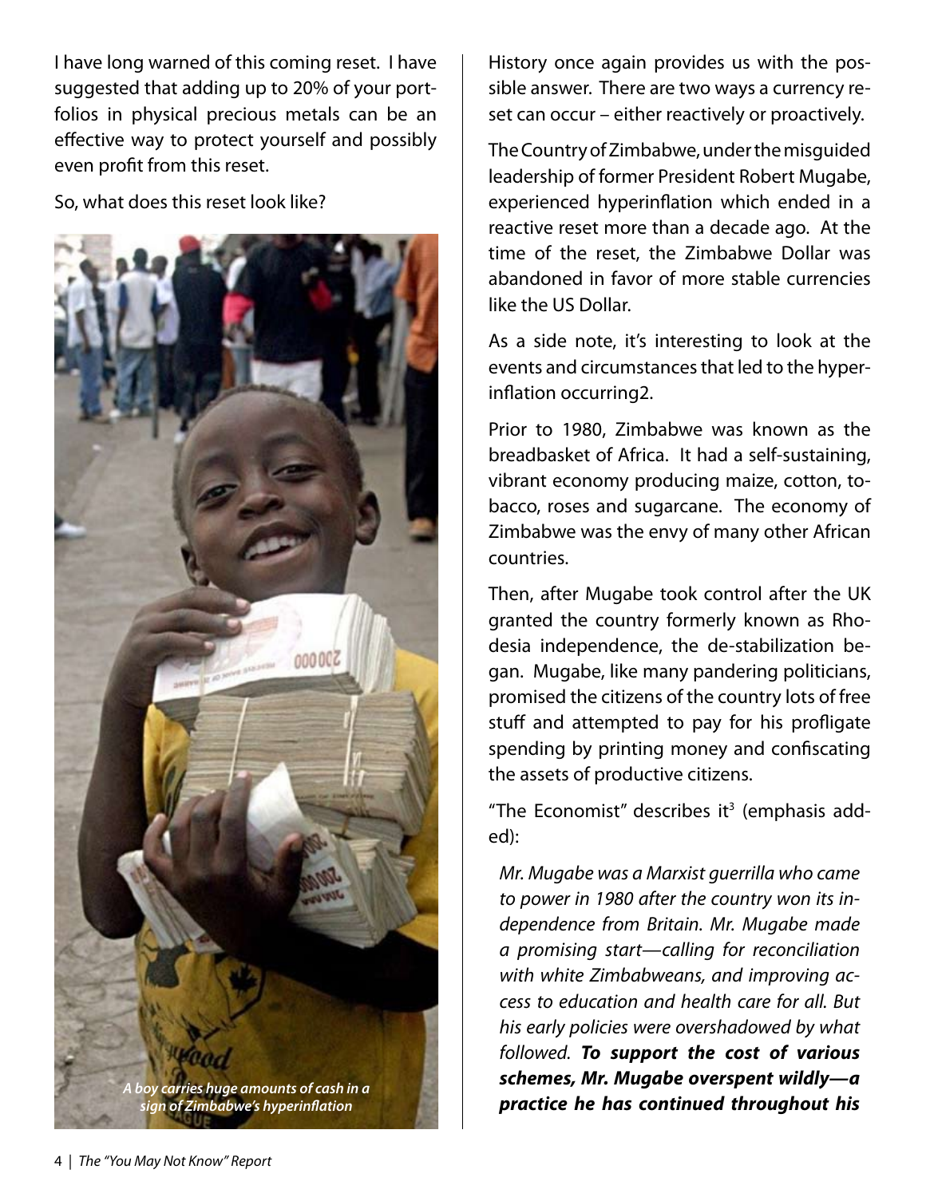I have long warned of this coming reset. I have suggested that adding up to 20% of your portfolios in physical precious metals can be an effective way to protect yourself and possibly even profit from this reset.

So, what does this reset look like?

*A boy carries huge amounts of cash in a sign of Zimbabwe's hyperinflation*

History once again provides us with the possible answer. There are two ways a currency reset can occur – either reactively or proactively.

The Country of Zimbabwe, under the misguided leadership of former President Robert Mugabe, experienced hyperinflation which ended in a reactive reset more than a decade ago. At the time of the reset, the Zimbabwe Dollar was abandoned in favor of more stable currencies like the US Dollar.

As a side note, it's interesting to look at the events and circumstances that led to the hyperinflation occurring2.

Prior to 1980, Zimbabwe was known as the breadbasket of Africa. It had a self-sustaining, vibrant economy producing maize, cotton, tobacco, roses and sugarcane. The economy of Zimbabwe was the envy of many other African countries.

Then, after Mugabe took control after the UK granted the country formerly known as Rhodesia independence, the de-stabilization began. Mugabe, like many pandering politicians, promised the citizens of the country lots of free stuff and attempted to pay for his profligate spending by printing money and confiscating the assets of productive citizens.

"The Economist" describes it[3] (emphasis added):

> *Mr. Mugabe was a Marxist guerrilla who came to power in 1980 after the country won its independence from Britain. Mr. Mugabe made a promising start—calling for reconciliation with white Zimbabweans, and improving access to education and health care for all. But his early policies were overshadowed by what followed.* ***To support the cost of various schemes, Mr. Mugabe overspent wildly—a practice he has continued throughout his***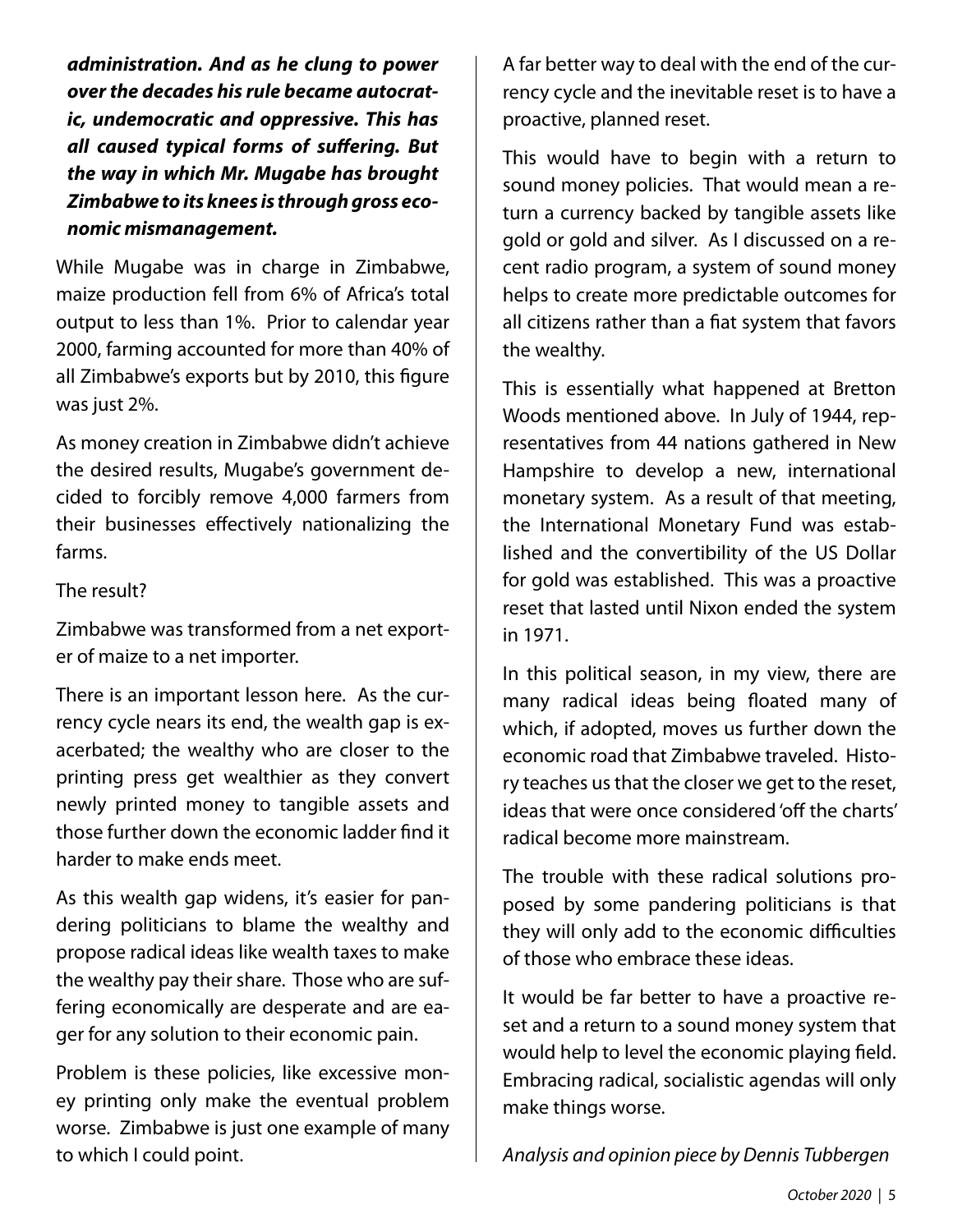***administration. And as he clung to power over the decades his rule became autocratic, undemocratic and oppressive. This has all caused typical forms of suffering. But the way in which Mr. Mugabe has brought Zimbabwe to its knees is through gross economic mismanagement.***

While Mugabe was in charge in Zimbabwe, maize production fell from 6% of Africa's total output to less than 1%. Prior to calendar year 2000, farming accounted for more than 40% of all Zimbabwe's exports but by 2010, this figure was just 2%.

As money creation in Zimbabwe didn't achieve the desired results, Mugabe's government decided to forcibly remove 4,000 farmers from their businesses effectively nationalizing the farms.

The result?

Zimbabwe was transformed from a net exporter of maize to a net importer.

There is an important lesson here. As the currency cycle nears its end, the wealth gap is exacerbated; the wealthy who are closer to the printing press get wealthier as they convert newly printed money to tangible assets and those further down the economic ladder find it harder to make ends meet.

As this wealth gap widens, it's easier for pandering politicians to blame the wealthy and propose radical ideas like wealth taxes to make the wealthy pay their share. Those who are suffering economically are desperate and are eager for any solution to their economic pain.

Problem is these policies, like excessive money printing only make the eventual problem worse. Zimbabwe is just one example of many to which I could point.

A far better way to deal with the end of the currency cycle and the inevitable reset is to have a proactive, planned reset.

This would have to begin with a return to sound money policies. That would mean a return a currency backed by tangible assets like gold or gold and silver. As I discussed on a recent radio program, a system of sound money helps to create more predictable outcomes for all citizens rather than a fiat system that favors the wealthy.

This is essentially what happened at Bretton Woods mentioned above. In July of 1944, representatives from 44 nations gathered in New Hampshire to develop a new, international monetary system. As a result of that meeting, the International Monetary Fund was established and the convertibility of the US Dollar for gold was established. This was a proactive reset that lasted until Nixon ended the system in 1971.

In this political season, in my view, there are many radical ideas being floated many of which, if adopted, moves us further down the economic road that Zimbabwe traveled. History teaches us that the closer we get to the reset, ideas that were once considered 'off the charts' radical become more mainstream.

The trouble with these radical solutions proposed by some pandering politicians is that they will only add to the economic difficulties of those who embrace these ideas.

It would be far better to have a proactive reset and a return to a sound money system that would help to level the economic playing field. Embracing radical, socialistic agendas will only make things worse.

*Analysis and opinion piece by Dennis Tubbergen*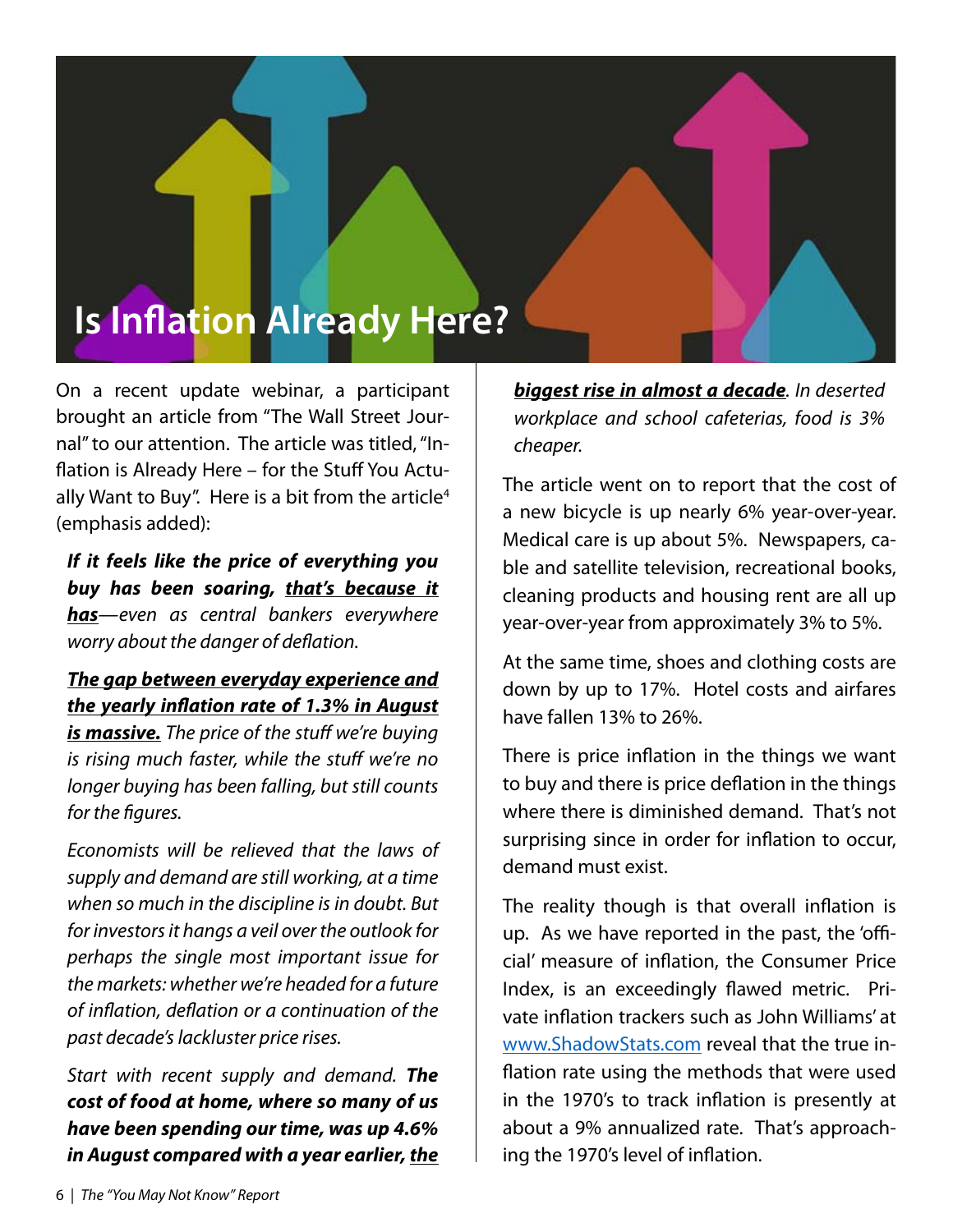# Is Inflation Already Here?

On a recent update webinar, a participant brought an article from "The Wall Street Journal" to our attention. The article was titled, "Inflation is Already Here – for the Stuff You Actually Want to Buy". Here is a bit from the article[4] (emphasis added):

> ***If it feels like the price of everything you buy has been soaring, <u>that's because it has</u>***—*even as central bankers everywhere worry about the danger of deflation.*
>
> ***<u>The gap between everyday experience and the yearly inflation rate of 1.3% in August is massive.</u>*** *The price of the stuff we're buying is rising much faster, while the stuff we're no longer buying has been falling, but still counts for the figures.*
>
> *Economists will be relieved that the laws of supply and demand are still working, at a time when so much in the discipline is in doubt. But for investors it hangs a veil over the outlook for perhaps the single most important issue for the markets: whether we're headed for a future of inflation, deflation or a continuation of the past decade's lackluster price rises.*
>
> *Start with recent supply and demand.* ***The cost of food at home, where so many of us have been spending our time, was up 4.6% in August compared with a year earlier, <u>the biggest rise in almost a decade</u>****. In deserted workplace and school cafeterias, food is 3% cheaper.*

The article went on to report that the cost of a new bicycle is up nearly 6% year-over-year. Medical care is up about 5%. Newspapers, cable and satellite television, recreational books, cleaning products and housing rent are all up year-over-year from approximately 3% to 5%.

At the same time, shoes and clothing costs are down by up to 17%. Hotel costs and airfares have fallen 13% to 26%.

There is price inflation in the things we want to buy and there is price deflation in the things where there is diminished demand. That's not surprising since in order for inflation to occur, demand must exist.

The reality though is that overall inflation is up. As we have reported in the past, the 'official' measure of inflation, the Consumer Price Index, is an exceedingly flawed metric. Private inflation trackers such as John Williams' at www.ShadowStats.com reveal that the true inflation rate using the methods that were used in the 1970's to track inflation is presently at about a 9% annualized rate. That's approaching the 1970's level of inflation.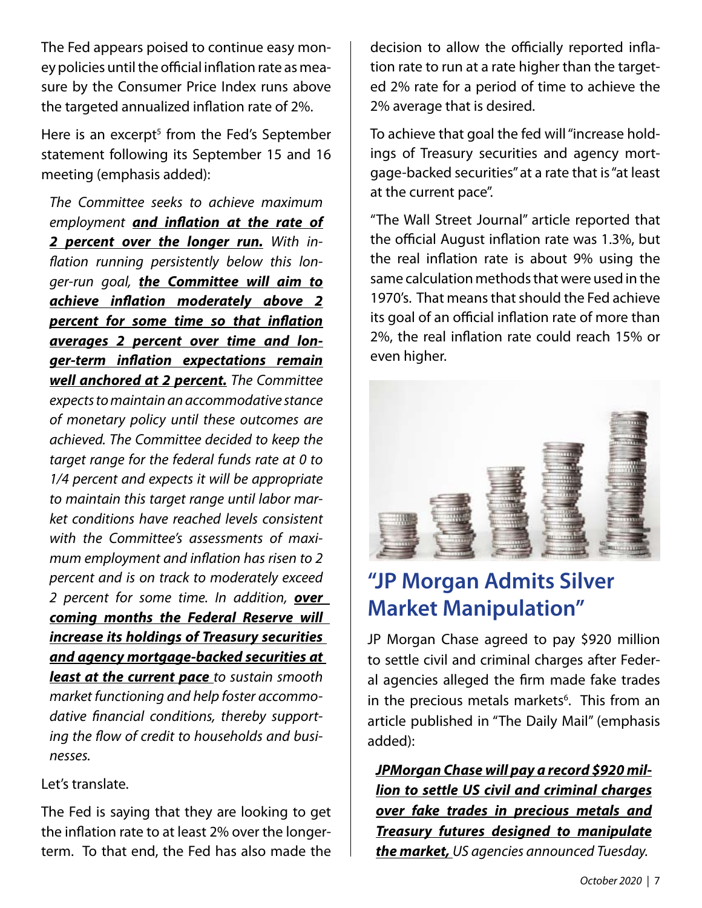The Fed appears poised to continue easy money policies until the official inflation rate as measure by the Consumer Price Index runs above the targeted annualized inflation rate of 2%.

Here is an excerpt[5] from the Fed's September statement following its September 15 and 16 meeting (emphasis added):

> *The Committee seeks to achieve maximum employment* ***and inflation at the rate of 2 percent over the longer run.*** *With inflation running persistently below this longer-run goal,* ***the Committee will aim to achieve inflation moderately above 2 percent for some time so that inflation averages 2 percent over time and longer-term inflation expectations remain well anchored at 2 percent.*** *The Committee expects to maintain an accommodative stance of monetary policy until these outcomes are achieved. The Committee decided to keep the target range for the federal funds rate at 0 to 1/4 percent and expects it will be appropriate to maintain this target range until labor market conditions have reached levels consistent with the Committee's assessments of maximum employment and inflation has risen to 2 percent and is on track to moderately exceed 2 percent for some time. In addition,* ***over coming months the Federal Reserve will increase its holdings of Treasury securities and agency mortgage-backed securities at least at the current pace*** *to sustain smooth market functioning and help foster accommodative financial conditions, thereby supporting the flow of credit to households and businesses.*

Let's translate.

The Fed is saying that they are looking to get the inflation rate to at least 2% over the longer-term. To that end, the Fed has also made the decision to allow the officially reported inflation rate to run at a rate higher than the targeted 2% rate for a period of time to achieve the 2% average that is desired.

To achieve that goal the fed will "increase holdings of Treasury securities and agency mortgage-backed securities" at a rate that is "at least at the current pace".

"The Wall Street Journal" article reported that the official August inflation rate was 1.3%, but the real inflation rate is about 9% using the same calculation methods that were used in the 1970's. That means that should the Fed achieve its goal of an official inflation rate of more than 2%, the real inflation rate could reach 15% or even higher.

## "JP Morgan Admits Silver Market Manipulation"

JP Morgan Chase agreed to pay $920 million to settle civil and criminal charges after Federal agencies alleged the firm made fake trades in the precious metals markets[6]. This from an article published in "The Daily Mail" (emphasis added):

> ***JPMorgan Chase will pay a record $920 million to settle US civil and criminal charges over fake trades in precious metals and Treasury futures designed to manipulate the market,*** *US agencies announced Tuesday.*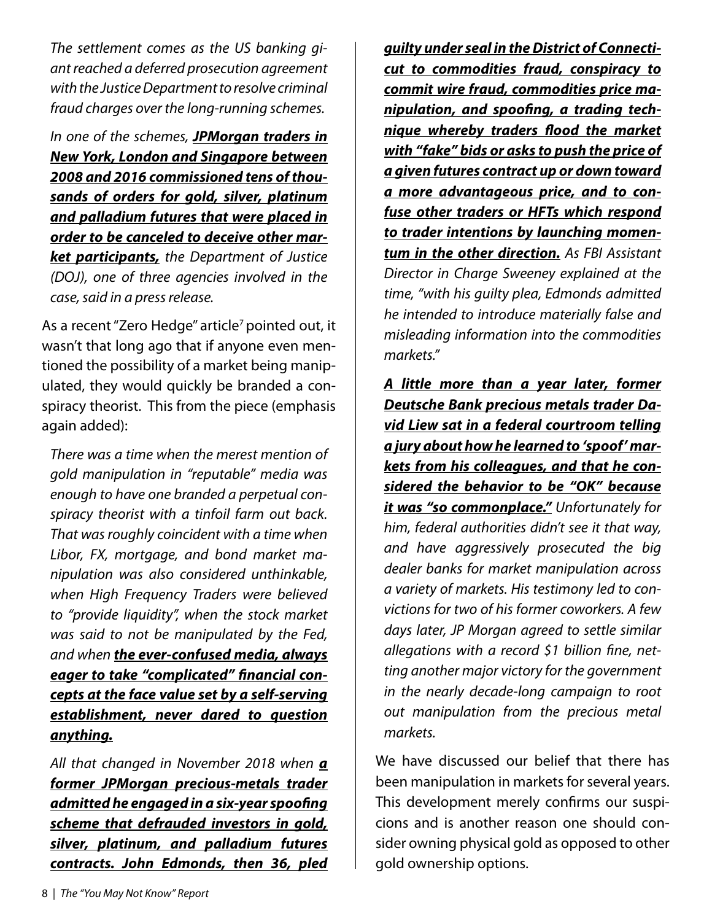*The settlement comes as the US banking giant reached a deferred prosecution agreement with the Justice Department to resolve criminal fraud charges over the long-running schemes.*

*In one of the schemes, **JPMorgan traders in New York, London and Singapore between 2008 and 2016 commissioned tens of thousands of orders for gold, silver, platinum and palladium futures that were placed in order to be canceled to deceive other market participants,** the Department of Justice (DOJ), one of three agencies involved in the case, said in a press release.*

As a recent "Zero Hedge" article[7] pointed out, it wasn't that long ago that if anyone even mentioned the possibility of a market being manipulated, they would quickly be branded a conspiracy theorist. This from the piece (emphasis again added):

*There was a time when the merest mention of gold manipulation in "reputable" media was enough to have one branded a perpetual conspiracy theorist with a tinfoil farm out back. That was roughly coincident with a time when Libor, FX, mortgage, and bond market manipulation was also considered unthinkable, when High Frequency Traders were believed to "provide liquidity", when the stock market was said to not be manipulated by the Fed, and when **the ever-confused media, always eager to take "complicated" financial concepts at the face value set by a self-serving establishment, never dared to question anything.***

*All that changed in November 2018 when **a former JPMorgan precious-metals trader admitted he engaged in a six-year spoofing scheme that defrauded investors in gold, silver, platinum, and palladium futures contracts. John Edmonds, then 36, pled guilty under seal in the District of Connecticut to commodities fraud, conspiracy to commit wire fraud, commodities price manipulation, and spoofing, a trading technique whereby traders flood the market with "fake" bids or asks to push the price of a given futures contract up or down toward a more advantageous price, and to confuse other traders or HFTs which respond to trader intentions by launching momentum in the other direction.** As FBI Assistant Director in Charge Sweeney explained at the time, "with his guilty plea, Edmonds admitted he intended to introduce materially false and misleading information into the commodities markets."*

***A little more than a year later, former Deutsche Bank precious metals trader David Liew sat in a federal courtroom telling a jury about how he learned to 'spoof' markets from his colleagues, and that he considered the behavior to be "OK" because it was "so commonplace."** Unfortunately for him, federal authorities didn't see it that way, and have aggressively prosecuted the big dealer banks for market manipulation across a variety of markets. His testimony led to convictions for two of his former coworkers. A few days later, JP Morgan agreed to settle similar allegations with a record $1 billion fine, netting another major victory for the government in the nearly decade-long campaign to root out manipulation from the precious metal markets.*

We have discussed our belief that there has been manipulation in markets for several years. This development merely confirms our suspicions and is another reason one should consider owning physical gold as opposed to other gold ownership options.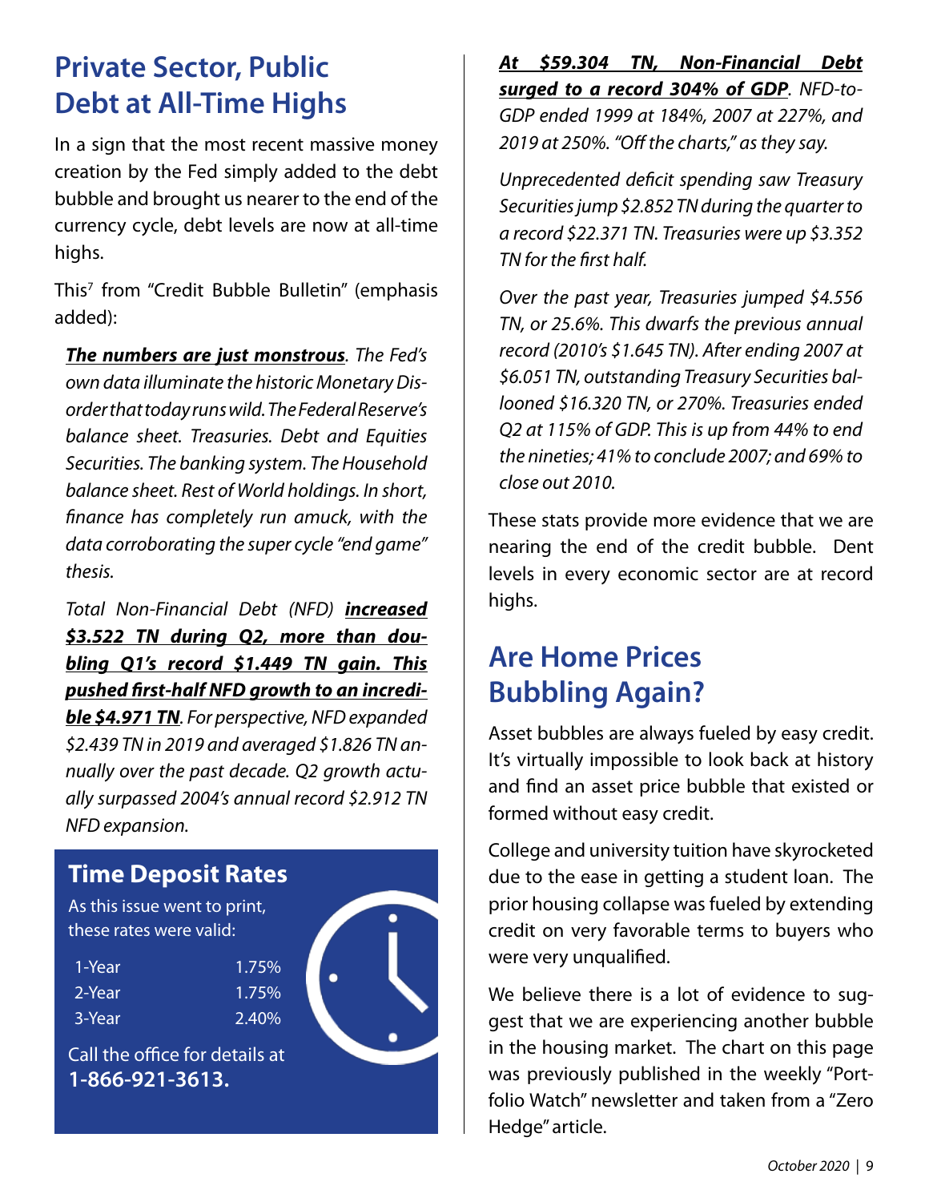## Private Sector, Public Debt at All-Time Highs

In a sign that the most recent massive money creation by the Fed simply added to the debt bubble and brought us nearer to the end of the currency cycle, debt levels are now at all-time highs.

This[7] from "Credit Bubble Bulletin" (emphasis added):

> ***The numbers are just monstrous***. *The Fed's own data illuminate the historic Monetary Disorder that today runs wild. The Federal Reserve's balance sheet. Treasuries. Debt and Equities Securities. The banking system. The Household balance sheet. Rest of World holdings. In short, finance has completely run amuck, with the data corroborating the super cycle "end game" thesis.*
>
> *Total Non-Financial Debt (NFD)* ***increased $3.522 TN during Q2, more than doubling Q1's record $1.449 TN gain. This pushed first-half NFD growth to an incredible $4.971 TN***. *For perspective, NFD expanded $2.439 TN in 2019 and averaged $1.826 TN annually over the past decade. Q2 growth actually surpassed 2004's annual record $2.912 TN NFD expansion.*
>
> ***At $59.304 TN, Non-Financial Debt surged to a record 304% of GDP***. *NFD-to-GDP ended 1999 at 184%, 2007 at 227%, and 2019 at 250%. "Off the charts," as they say.*
>
> *Unprecedented deficit spending saw Treasury Securities jump $2.852 TN during the quarter to a record $22.371 TN. Treasuries were up $3.352 TN for the first half.*
>
> *Over the past year, Treasuries jumped $4.556 TN, or 25.6%. This dwarfs the previous annual record (2010's $1.645 TN). After ending 2007 at $6.051 TN, outstanding Treasury Securities ballooned $16.320 TN, or 270%. Treasuries ended Q2 at 115% of GDP. This is up from 44% to end the nineties; 41% to conclude 2007; and 69% to close out 2010.*

These stats provide more evidence that we are nearing the end of the credit bubble. Dent levels in every economic sector are at record highs.

### Time Deposit Rates

As this issue went to print, these rates were valid:

| Term | Rate |
|---|---|
| 1-Year | 1.75% |
| 2-Year | 1.75% |
| 3-Year | 2.40% |

Call the office for details at **1-866-921-3613.**

## Are Home Prices Bubbling Again?

Asset bubbles are always fueled by easy credit. It's virtually impossible to look back at history and find an asset price bubble that existed or formed without easy credit.

College and university tuition have skyrocketed due to the ease in getting a student loan. The prior housing collapse was fueled by extending credit on very favorable terms to buyers who were very unqualified.

We believe there is a lot of evidence to suggest that we are experiencing another bubble in the housing market. The chart on this page was previously published in the weekly "Portfolio Watch" newsletter and taken from a "Zero Hedge" article.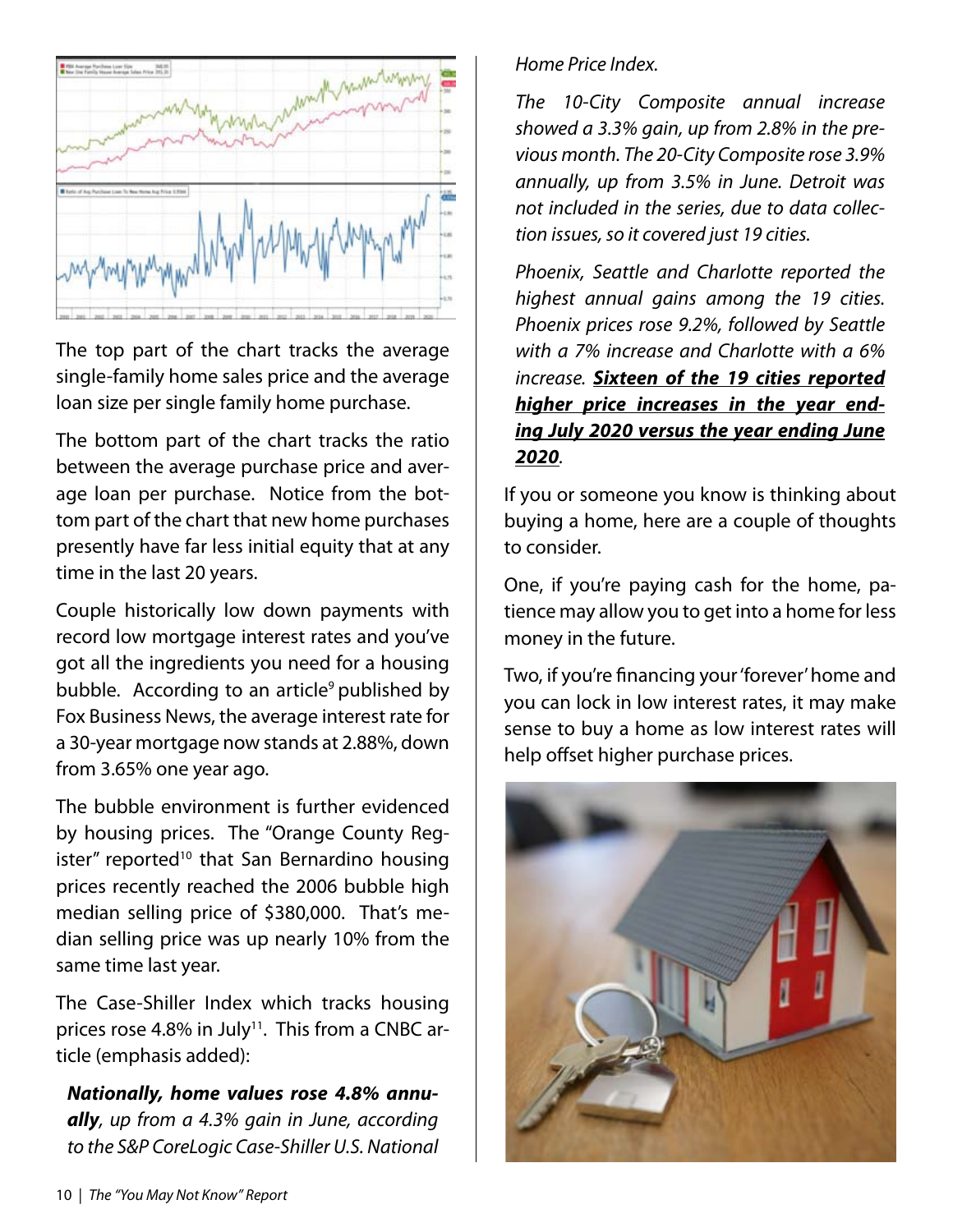The top part of the chart tracks the average single-family home sales price and the average loan size per single family home purchase.

The bottom part of the chart tracks the ratio between the average purchase price and average loan per purchase. Notice from the bottom part of the chart that new home purchases presently have far less initial equity that at any time in the last 20 years.

Couple historically low down payments with record low mortgage interest rates and you've got all the ingredients you need for a housing bubble. According to an article[9] published by Fox Business News, the average interest rate for a 30-year mortgage now stands at 2.88%, down from 3.65% one year ago.

The bubble environment is further evidenced by housing prices. The "Orange County Register" reported[10] that San Bernardino housing prices recently reached the 2006 bubble high median selling price of $380,000. That's median selling price was up nearly 10% from the same time last year.

The Case-Shiller Index which tracks housing prices rose 4.8% in July[11]. This from a CNBC article (emphasis added):

> ***Nationally, home values rose 4.8% annually***, *up from a 4.3% gain in June, according to the S&P CoreLogic Case-Shiller U.S. National Home Price Index.*
>
> *The 10-City Composite annual increase showed a 3.3% gain, up from 2.8% in the previous month. The 20-City Composite rose 3.9% annually, up from 3.5% in June. Detroit was not included in the series, due to data collection issues, so it covered just 19 cities.*
>
> *Phoenix, Seattle and Charlotte reported the highest annual gains among the 19 cities. Phoenix prices rose 9.2%, followed by Seattle with a 7% increase and Charlotte with a 6% increase.* ***<u>Sixteen of the 19 cities reported higher price increases in the year ending July 2020 versus the year ending June 2020</u>***.

If you or someone you know is thinking about buying a home, here are a couple of thoughts to consider.

One, if you're paying cash for the home, patience may allow you to get into a home for less money in the future.

Two, if you're financing your 'forever' home and you can lock in low interest rates, it may make sense to buy a home as low interest rates will help offset higher purchase prices.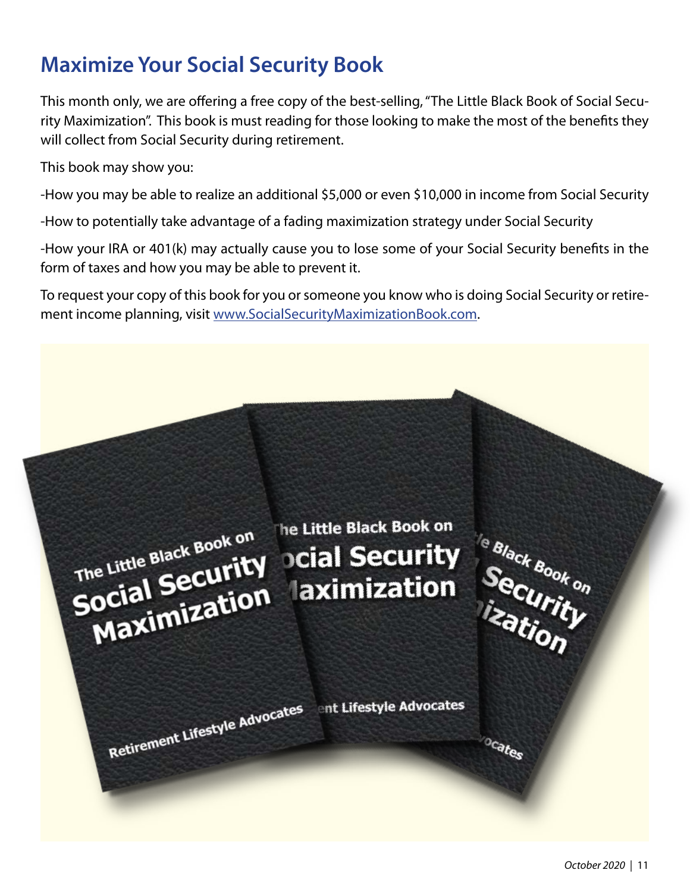# Maximize Your Social Security Book

This month only, we are offering a free copy of the best-selling, "The Little Black Book of Social Security Maximization". This book is must reading for those looking to make the most of the benefits they will collect from Social Security during retirement.

This book may show you:

-How you may be able to realize an additional $5,000 or even $10,000 in income from Social Security

-How to potentially take advantage of a fading maximization strategy under Social Security

-How your IRA or 401(k) may actually cause you to lose some of your Social Security benefits in the form of taxes and how you may be able to prevent it.

To request your copy of this book for you or someone you know who is doing Social Security or retirement income planning, visit [www.SocialSecurityMaximizationBook.com](http://www.SocialSecurityMaximizationBook.com).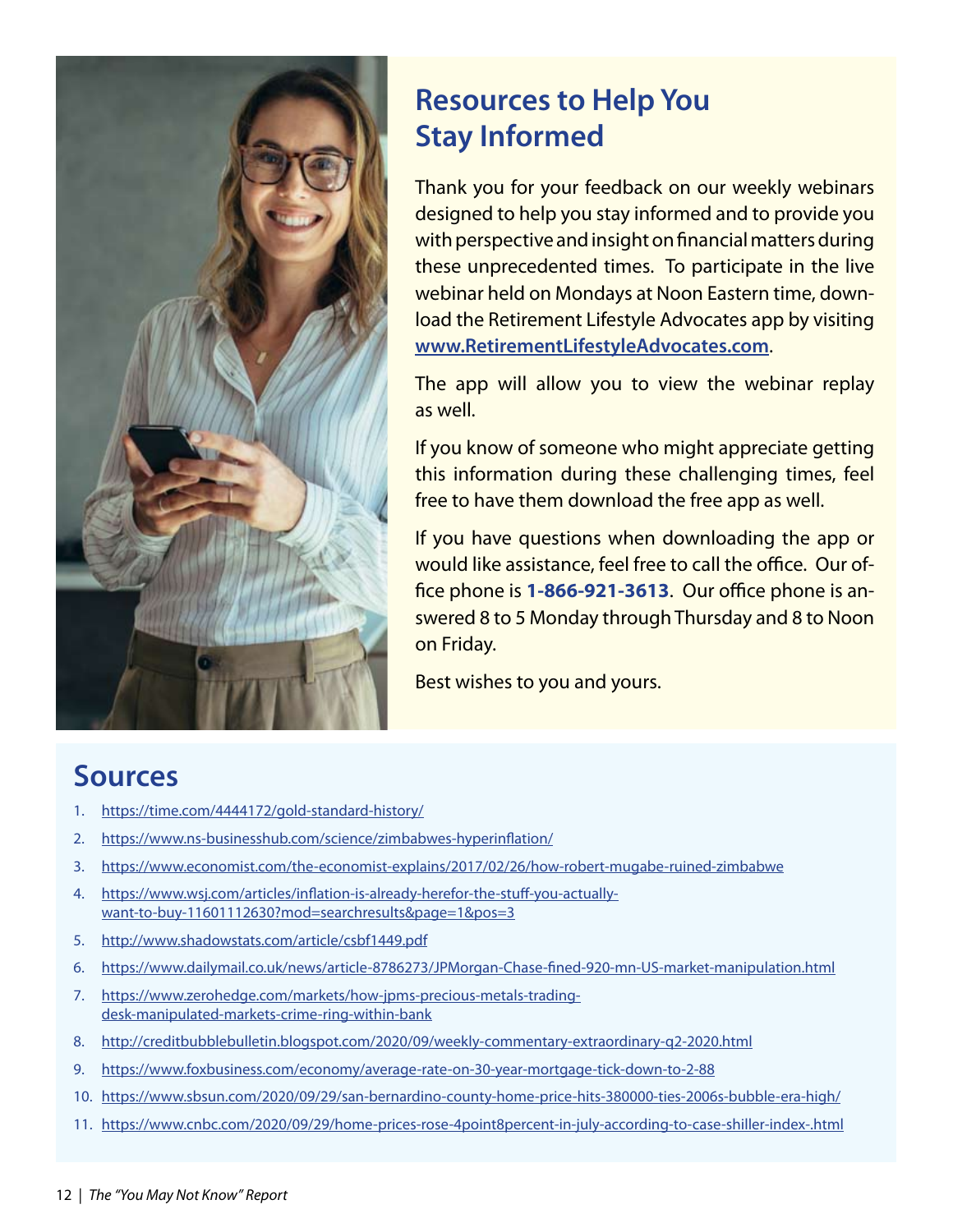## Resources to Help You Stay Informed

Thank you for your feedback on our weekly webinars designed to help you stay informed and to provide you with perspective and insight on financial matters during these unprecedented times. To participate in the live webinar held on Mondays at Noon Eastern time, download the Retirement Lifestyle Advocates app by visiting **www.RetirementLifestyleAdvocates.com**.

The app will allow you to view the webinar replay as well.

If you know of someone who might appreciate getting this information during these challenging times, feel free to have them download the free app as well.

If you have questions when downloading the app or would like assistance, feel free to call the office. Our office phone is **1-866-921-3613**. Our office phone is answered 8 to 5 Monday through Thursday and 8 to Noon on Friday.

Best wishes to you and yours.

## Sources

1. https://time.com/4444172/gold-standard-history/
2. https://www.ns-businesshub.com/science/zimbabwes-hyperinflation/
3. https://www.economist.com/the-economist-explains/2017/02/26/how-robert-mugabe-ruined-zimbabwe
4. https://www.wsj.com/articles/inflation-is-already-herefor-the-stuff-you-actually-want-to-buy-11601112630?mod=searchresults&page=1&pos=3
5. http://www.shadowstats.com/article/csbf1449.pdf
6. https://www.dailymail.co.uk/news/article-8786273/JPMorgan-Chase-fined-920-mn-US-market-manipulation.html
7. https://www.zerohedge.com/markets/how-jpms-precious-metals-trading-desk-manipulated-markets-crime-ring-within-bank
8. http://creditbubblebulletin.blogspot.com/2020/09/weekly-commentary-extraordinary-q2-2020.html
9. https://www.foxbusiness.com/economy/average-rate-on-30-year-mortgage-tick-down-to-2-88
10. https://www.sbsun.com/2020/09/29/san-bernardino-county-home-price-hits-380000-ties-2006s-bubble-era-high/
11. https://www.cnbc.com/2020/09/29/home-prices-rose-4point8percent-in-july-according-to-case-shiller-index-.html